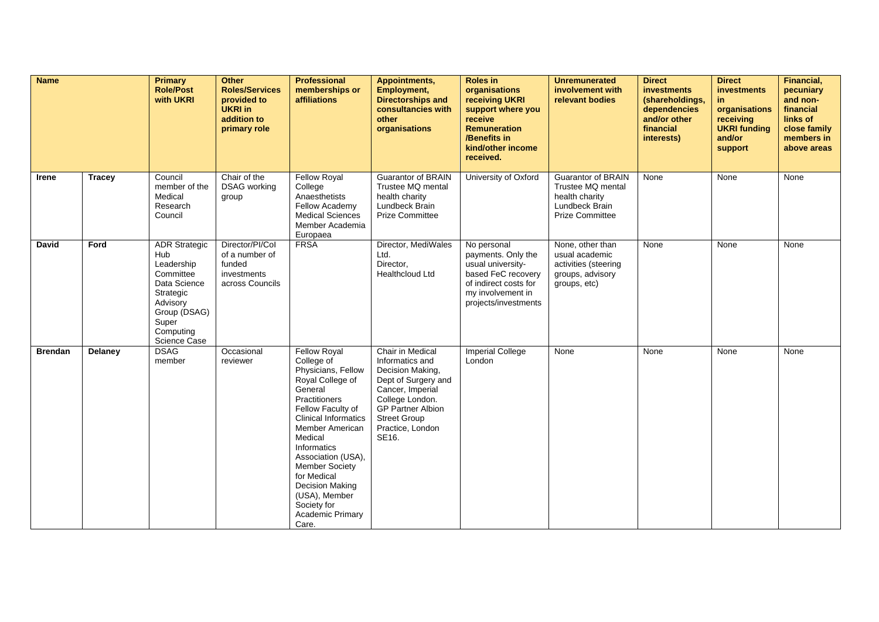| Name | | Primary Role/Post with UKRI | Other Roles/Services provided to UKRI in addition to primary role | Professional memberships or affiliations | Appointments, Employment, Directorships and consultancies with other organisations | Roles in organisations receiving UKRI support where you receive Remuneration /Benefits in kind/other income received. | Unremunerated involvement with relevant bodies | Direct investments (shareholdings, dependencies and/or other financial interests) | Direct investments in organisations receiving UKRI funding and/or support | Financial, pecuniary and non-financial links of close family members in above areas |
|---|---|---|---|---|---|---|---|---|---|---|
| **Irene** | **Tracey** | Council member of the Medical Research Council | Chair of the DSAG working group | Fellow Royal College Anaesthetists Fellow Academy Medical Sciences Member Academia Europaea | Guarantor of BRAIN Trustee MQ mental health charity Lundbeck Brain Prize Committee | University of Oxford | Guarantor of BRAIN Trustee MQ mental health charity Lundbeck Brain Prize Committee | None | None | None |
| **David** | **Ford** | ADR Strategic Hub Leadership Committee Data Science Strategic Advisory Group (DSAG) Super Computing Science Case | Director/PI/CoI of a number of funded investments across Councils | FRSA | Director, MediWales Ltd. Director, Healthcloud Ltd | No personal payments. Only the usual university-based FeC recovery of indirect costs for my involvement in projects/investments | None, other than usual academic activities (steering groups, advisory groups, etc) | None | None | None |
| **Brendan** | **Delaney** | DSAG member | Occasional reviewer | Fellow Royal College of Physicians, Fellow Royal College of General Practitioners Fellow Faculty of Clinical Informatics Member American Medical Informatics Association (USA), Member Society for Medical Decision Making (USA), Member Society for Academic Primary Care. | Chair in Medical Informatics and Decision Making, Dept of Surgery and Cancer, Imperial College London. GP Partner Albion Street Group Practice, London SE16. | Imperial College London | None | None | None | None |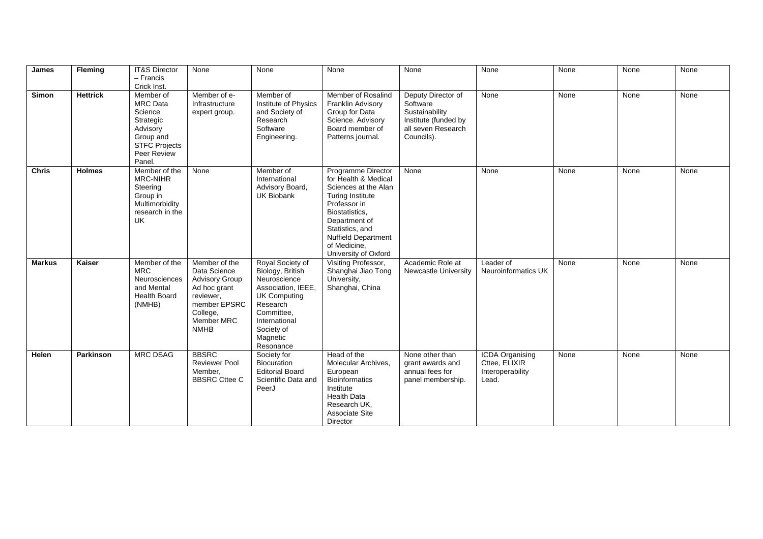| James | Fleming | IT&S Director – Francis Crick Inst. | None | None | None | None | None | None | None | None |
|---|---|---|---|---|---|---|---|---|---|---|
| Simon | Hettrick | Member of MRC Data Science Strategic Advisory Group and STFC Projects Peer Review Panel. | Member of e-Infrastructure expert group. | Member of Institute of Physics and Society of Research Software Engineering. | Member of Rosalind Franklin Advisory Group for Data Science. Advisory Board member of Patterns journal. | Deputy Director of Software Sustainability Institute (funded by all seven Research Councils). | None | None | None | None |
| Chris | Holmes | Member of the MRC-NIHR Steering Group in Multimorbidity research in the UK | None | Member of International Advisory Board, UK Biobank | Programme Director for Health & Medical Sciences at the Alan Turing Institute Professor in Biostatistics, Department of Statistics, and Nuffield Department of Medicine, University of Oxford | None | None | None | None | None |
| Markus | Kaiser | Member of the MRC Neurosciences and Mental Health Board (NMHB) | Member of the Data Science Advisory Group Ad hoc grant reviewer, member EPSRC College, Member MRC NMHB | Royal Society of Biology, British Neuroscience Association, IEEE, UK Computing Research Committee, International Society of Magnetic Resonance | Visiting Professor, Shanghai Jiao Tong University, Shanghai, China | Academic Role at Newcastle University | Leader of Neuroinformatics UK | None | None | None |
| Helen | Parkinson | MRC DSAG | BBSRC Reviewer Pool Member, BBSRC Cttee C | Society for Biocuration Editorial Board Scientific Data and PeerJ | Head of the Molecular Archives, European Bioinformatics Institute Health Data Research UK, Associate Site Director | None other than grant awards and annual fees for panel membership. | ICDA Organising Cttee, ELIXIR Interoperability Lead. | None | None | None |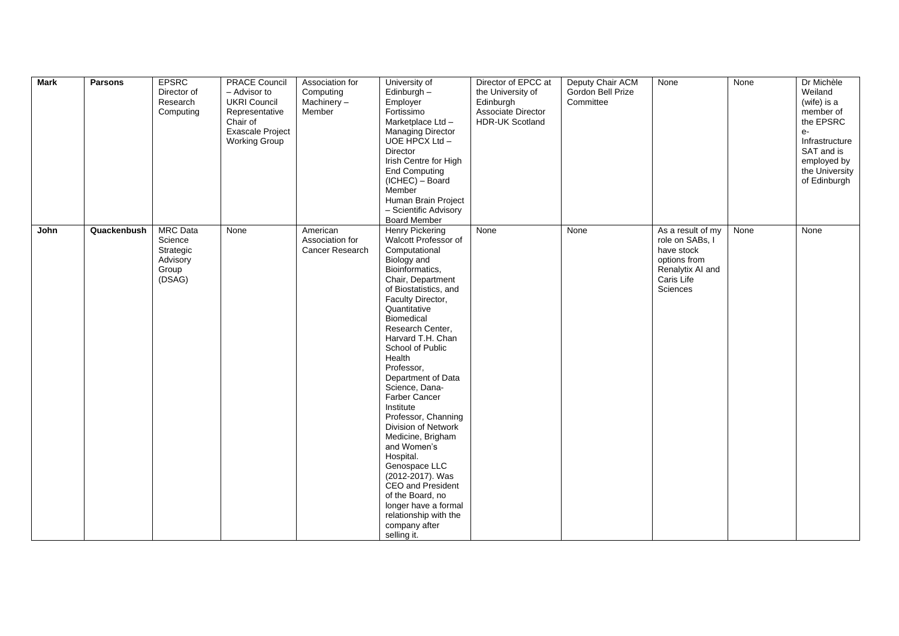| **Mark** | **Parsons** | EPSRC Director of Research Computing | PRACE Council – Advisor to UKRI Council Representative Chair of Exascale Project Working Group | Association for Computing Machinery – Member | University of Edinburgh – Employer Fortissimo Marketplace Ltd – Managing Director UOE HPCX Ltd – Director Irish Centre for High End Computing (ICHEC) – Board Member Human Brain Project – Scientific Advisory Board Member | Director of EPCC at the University of Edinburgh Associate Director HDR-UK Scotland | Deputy Chair ACM Gordon Bell Prize Committee | None | None | Dr Michèle Weiland (wife) is a member of the EPSRC e-Infrastructure SAT and is employed by the University of Edinburgh |
|---|---|---|---|---|---|---|---|---|---|---|
| **John** | **Quackenbush** | MRC Data Science Strategic Advisory Group (DSAG) | None | American Association for Cancer Research | Henry Pickering Walcott Professor of Computational Biology and Bioinformatics, Chair, Department of Biostatistics, and Faculty Director, Quantitative Biomedical Research Center, Harvard T.H. Chan School of Public Health Professor, Department of Data Science, Dana-Farber Cancer Institute Professor, Channing Division of Network Medicine, Brigham and Women's Hospital. Genospace LLC (2012-2017). Was CEO and President of the Board, no longer have a formal relationship with the company after selling it. | None | None | As a result of my role on SABs, I have stock options from Renalytix AI and Caris Life Sciences | None | None |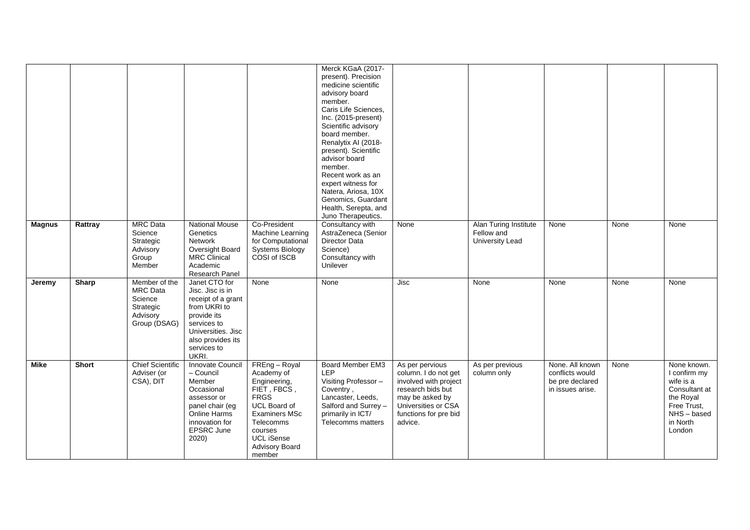| | | | | | | | | | | |
|---|---|---|---|---|---|---|---|---|---|---|
| | | | | | Merck KGaA (2017-present). Precision medicine scientific advisory board member.<br>Caris Life Sciences, Inc. (2015-present) Scientific advisory board member.<br>Renalytix AI (2018-present). Scientific advisor board member.<br>Recent work as an expert witness for Natera, Ariosa, 10X Genomics, Guardant Health, Serepta, and Juno Therapeutics. | | | | | |
| **Magnus** | **Rattray** | MRC Data Science Strategic Advisory Group Member | National Mouse Genetics Network Oversight Board<br>MRC Clinical Academic Research Panel | Co-President Machine Learning for Computational Systems Biology COSI of ISCB | Consultancy with AstraZeneca (Senior Director Data Science)<br>Consultancy with Unilever | None | Alan Turing Institute Fellow and University Lead | None | None | None |
| **Jeremy** | **Sharp** | Member of the MRC Data Science Strategic Advisory Group (DSAG) | Janet CTO for Jisc. Jisc is in receipt of a grant from UKRI to provide its services to Universities. Jisc also provides its services to UKRI. | None | None | Jisc | None | None | None | None |
| **Mike** | **Short** | Chief Scientific Adviser (or CSA), DIT | Innovate Council – Council Member<br>Occasional assessor or panel chair (eg Online Harms innovation for EPSRC June 2020) | FREng – Royal Academy of Engineering, FIET , FBCS , FRGS<br>UCL Board of Examiners MSc Telecomms courses<br>UCL iSense Advisory Board member | Board Member EM3 LEP<br>Visiting Professor – Coventry , Lancaster, Leeds, Salford and Surrey – primarily in ICT/ Telecomms matters | As per pervious column. I do not get involved with project research bids but may be asked by Universities or CSA functions for pre bid advice. | As per previous column only | None. All known conflicts would be pre declared in issues arise. | None | None known. I confirm my wife is a Consultant at the Royal Free Trust, NHS – based in North London |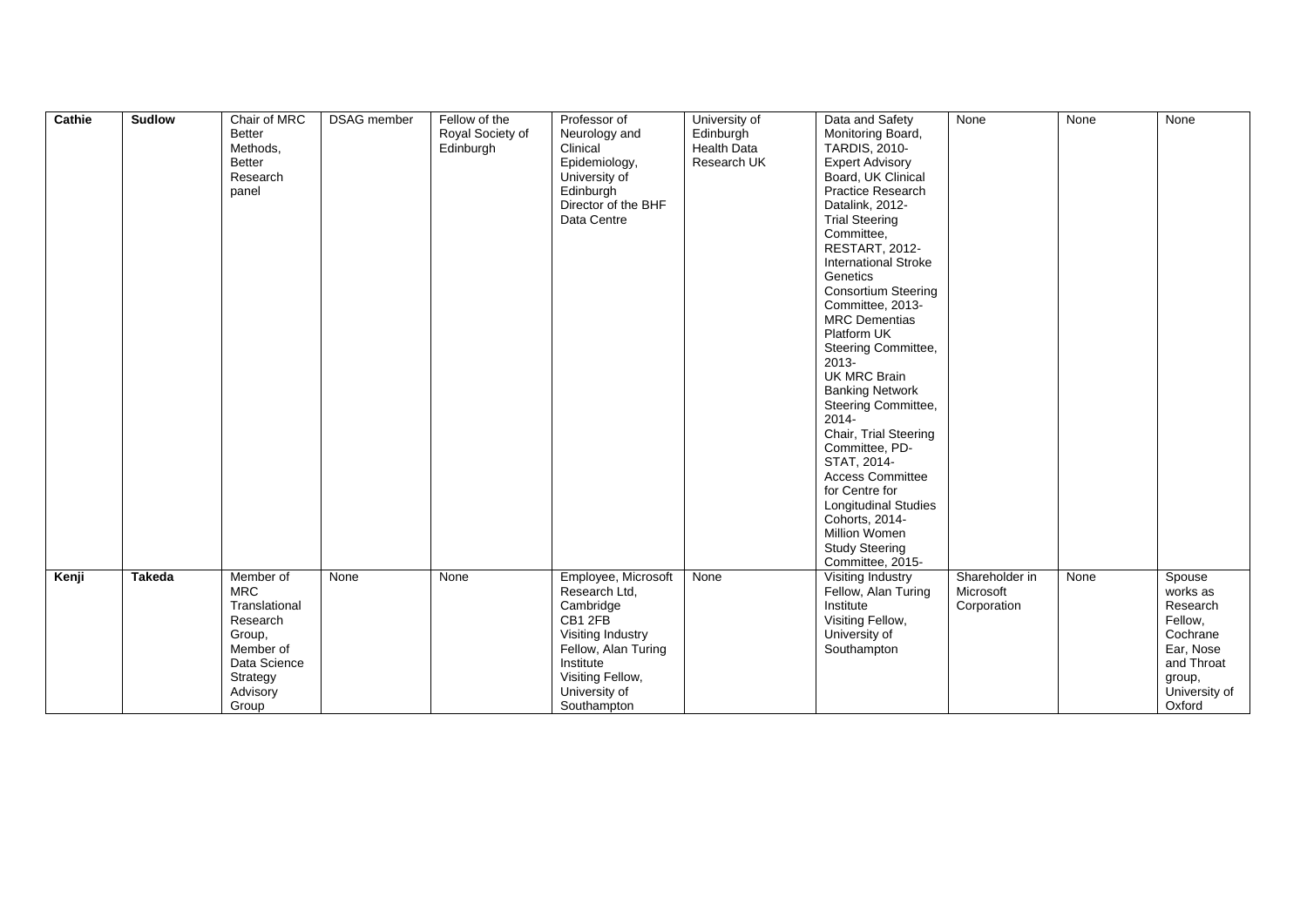| | | | | | | | | | | |
|---|---|---|---|---|---|---|---|---|---|---|
| **Cathie** | **Sudlow** | Chair of MRC Better Methods, Better Research panel | DSAG member | Fellow of the Royal Society of Edinburgh | Professor of Neurology and Clinical Epidemiology, University of Edinburgh<br>Director of the BHF Data Centre | University of Edinburgh<br>Health Data Research UK | Data and Safety Monitoring Board, TARDIS, 2010-<br>Expert Advisory Board, UK Clinical Practice Research Datalink, 2012-<br>Trial Steering Committee, RESTART, 2012-<br>International Stroke Genetics Consortium Steering Committee, 2013-<br>MRC Dementias Platform UK Steering Committee, 2013-<br>UK MRC Brain Banking Network Steering Committee, 2014-<br>Chair, Trial Steering Committee, PD-STAT, 2014-<br>Access Committee for Centre for Longitudinal Studies Cohorts, 2014-<br>Million Women Study Steering Committee, 2015- | None | None | None |
| **Kenji** | **Takeda** | Member of MRC Translational Research Group,<br>Member of Data Science Strategy Advisory Group | None | None | Employee, Microsoft Research Ltd, Cambridge CB1 2FB<br>Visiting Industry Fellow, Alan Turing Institute<br>Visiting Fellow, University of Southampton | None | Visiting Industry Fellow, Alan Turing Institute<br>Visiting Fellow, University of Southampton | Shareholder in Microsoft Corporation | None | Spouse works as Research Fellow, Cochrane Ear, Nose and Throat group, University of Oxford |